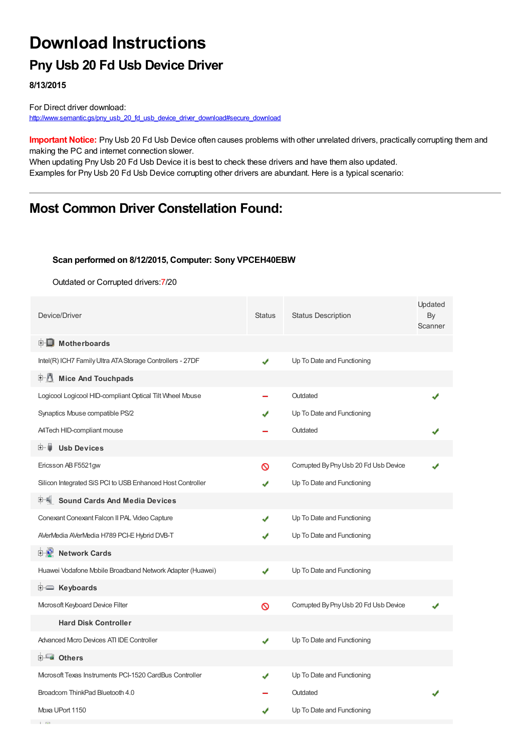# Download Instructions

## Pny Usb 20 Fd Usb Device Driver

**8/13/2015**

For Direct driver download:
http://www.semantic.gs/pny_usb_20_fd_usb_device_driver_download#secure_download

**Important Notice:** Pny Usb 20 Fd Usb Device often causes problems with other unrelated drivers, practically corrupting them and making the PC and internet connection slower.
When updating Pny Usb 20 Fd Usb Device it is best to check these drivers and have them also updated.
Examples for Pny Usb 20 Fd Usb Device corrupting other drivers are abundant. Here is a typical scenario:

---

## Most Common Driver Constellation Found:

**Scan performed on 8/12/2015, Computer: Sony VPCEH40EBW**

Outdated or Corrupted drivers:7/20

| Device/Driver | Status | Status Description | Updated By Scanner |
|---|---|---|---|
| **Motherboards** | | | |
| Intel(R) ICH7 Family Ultra ATA Storage Controllers - 27DF | ✔ | Up To Date and Functioning | |
| **Mice And Touchpads** | | | |
| Logicool Logicool HID-compliant Optical Tilt Wheel Mouse | – | Outdated | ✔ |
| Synaptics Mouse compatible PS/2 | ✔ | Up To Date and Functioning | |
| A4Tech HID-compliant mouse | – | Outdated | ✔ |
| **Usb Devices** | | | |
| Ericsson AB F5521gw | ⊘ | Corrupted By Pny Usb 20 Fd Usb Device | ✔ |
| Silicon Integrated SiS PCI to USB Enhanced Host Controller | ✔ | Up To Date and Functioning | |
| **Sound Cards And Media Devices** | | | |
| Conexant Conexant Falcon II PAL Video Capture | ✔ | Up To Date and Functioning | |
| AVerMedia AVerMedia H789 PCI-E Hybrid DVB-T | ✔ | Up To Date and Functioning | |
| **Network Cards** | | | |
| Huawei Vodafone Mobile Broadband Network Adapter (Huawei) | ✔ | Up To Date and Functioning | |
| **Keyboards** | | | |
| Microsoft Keyboard Device Filter | ⊘ | Corrupted By Pny Usb 20 Fd Usb Device | ✔ |
| **Hard Disk Controller** | | | |
| Advanced Micro Devices ATI IDE Controller | ✔ | Up To Date and Functioning | |
| **Others** | | | |
| Microsoft Texas Instruments PCI-1520 CardBus Controller | ✔ | Up To Date and Functioning | |
| Broadcom ThinkPad Bluetooth 4.0 | – | Outdated | ✔ |
| Moxa UPort 1150 | ✔ | Up To Date and Functioning | |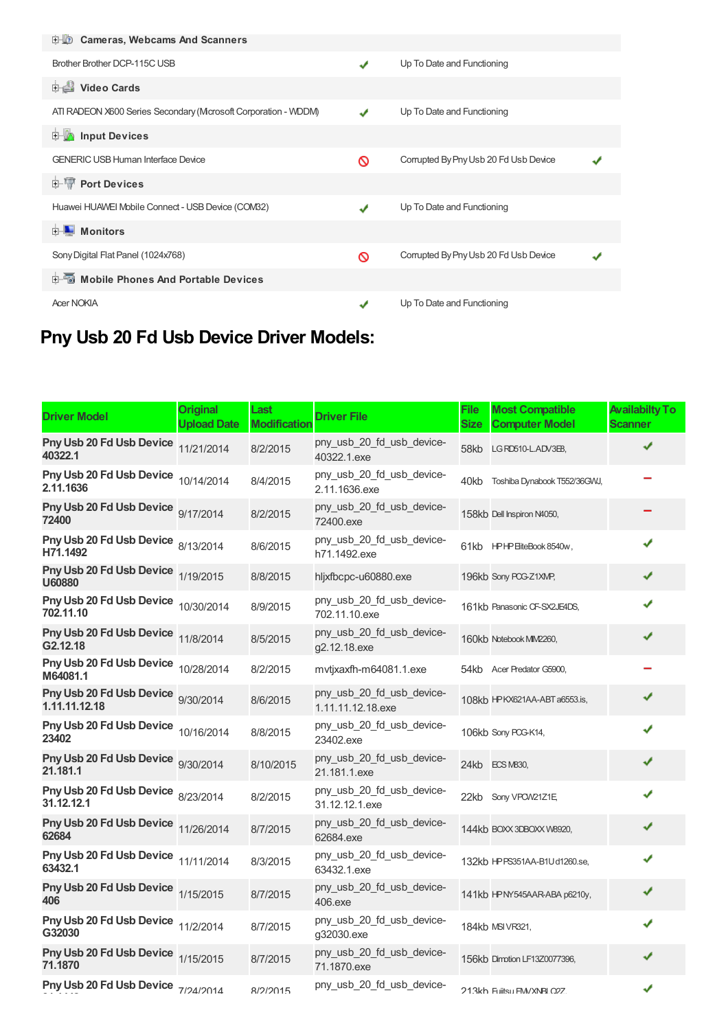| | | | |
|---|---|---|---|
| **Cameras, Webcams And Scanners** | | | |
| Brother Brother DCP-115C USB | ✔ | Up To Date and Functioning | |
| **Video Cards** | | | |
| ATI RADEON X600 Series Secondary (Microsoft Corporation - WDDM) | ✔ | Up To Date and Functioning | |
| **Input Devices** | | | |
| GENERIC USB Human Interface Device | 🚫 | Corrupted By Pny Usb 20 Fd Usb Device | ✔ |
| **Port Devices** | | | |
| Huawei HUAWEI Mobile Connect - USB Device (COM32) | ✔ | Up To Date and Functioning | |
| **Monitors** | | | |
| Sony Digital Flat Panel (1024x768) | 🚫 | Corrupted By Pny Usb 20 Fd Usb Device | ✔ |
| **Mobile Phones And Portable Devices** | | | |
| Acer NOKIA | ✔ | Up To Date and Functioning | |

# Pny Usb 20 Fd Usb Device Driver Models:

| Driver Model | Original Upload Date | Last Modification | Driver File | File Size | Most Compatible Computer Model | Availabilty To Scanner |
|---|---|---|---|---|---|---|
| **Pny Usb 20 Fd Usb Device 40322.1** | 11/21/2014 | 8/2/2015 | pny_usb_20_fd_usb_device-40322.1.exe | 58kb | LG RD510-L.ADV3EB, | ✔ |
| **Pny Usb 20 Fd Usb Device 2.11.1636** | 10/14/2014 | 8/4/2015 | pny_usb_20_fd_usb_device-2.11.1636.exe | 40kb | Toshiba Dynabook T552/36GWJ, | – |
| **Pny Usb 20 Fd Usb Device 72400** | 9/17/2014 | 8/2/2015 | pny_usb_20_fd_usb_device-72400.exe | 158kb | Dell Inspiron N4050, | – |
| **Pny Usb 20 Fd Usb Device H71.1492** | 8/13/2014 | 8/6/2015 | pny_usb_20_fd_usb_device-h71.1492.exe | 61kb | HP HP EliteBook 8540w, | ✔ |
| **Pny Usb 20 Fd Usb Device U60880** | 1/19/2015 | 8/8/2015 | hljxfbcpc-u60880.exe | 196kb | Sony PCG-Z1XMP, | ✔ |
| **Pny Usb 20 Fd Usb Device 702.11.10** | 10/30/2014 | 8/9/2015 | pny_usb_20_fd_usb_device-702.11.10.exe | 161kb | Panasonic CF-SX2JE4DS, | ✔ |
| **Pny Usb 20 Fd Usb Device G2.12.18** | 11/8/2014 | 8/5/2015 | pny_usb_20_fd_usb_device-g2.12.18.exe | 160kb | Notebook MIM2260, | ✔ |
| **Pny Usb 20 Fd Usb Device M64081.1** | 10/28/2014 | 8/2/2015 | mvtjxaxfh-m64081.1.exe | 54kb | Acer Predator G5900, | – |
| **Pny Usb 20 Fd Usb Device 1.11.11.12.18** | 9/30/2014 | 8/6/2015 | pny_usb_20_fd_usb_device-1.11.11.12.18.exe | 108kb | HP KX621AA-ABT a6553.is, | ✔ |
| **Pny Usb 20 Fd Usb Device 23402** | 10/16/2014 | 8/8/2015 | pny_usb_20_fd_usb_device-23402.exe | 106kb | Sony PCG-K14, | ✔ |
| **Pny Usb 20 Fd Usb Device 21.181.1** | 9/30/2014 | 8/10/2015 | pny_usb_20_fd_usb_device-21.181.1.exe | 24kb | ECS M830, | ✔ |
| **Pny Usb 20 Fd Usb Device 31.12.12.1** | 8/23/2014 | 8/2/2015 | pny_usb_20_fd_usb_device-31.12.12.1.exe | 22kb | Sony VPCW21Z1E, | ✔ |
| **Pny Usb 20 Fd Usb Device 62684** | 11/26/2014 | 8/7/2015 | pny_usb_20_fd_usb_device-62684.exe | 144kb | BOXX 3DBOXX W8920, | ✔ |
| **Pny Usb 20 Fd Usb Device 63432.1** | 11/11/2014 | 8/3/2015 | pny_usb_20_fd_usb_device-63432.1.exe | 132kb | HP PS351AA-B1U d1260.se, | ✔ |
| **Pny Usb 20 Fd Usb Device 406** | 1/15/2015 | 8/7/2015 | pny_usb_20_fd_usb_device-406.exe | 141kb | HP NY545AAR-ABA p6210y, | ✔ |
| **Pny Usb 20 Fd Usb Device G32030** | 11/2/2014 | 8/7/2015 | pny_usb_20_fd_usb_device-g32030.exe | 184kb | MSI VR321, | ✔ |
| **Pny Usb 20 Fd Usb Device 71.1870** | 1/15/2015 | 8/7/2015 | pny_usb_20_fd_usb_device-71.1870.exe | 156kb | Dimotion LF13Z0077396, | ✔ |
| **Pny Usb 20 Fd Usb Device** | 7/24/2014 | 8/2/2015 | pny_usb_20_fd_usb_device- | 213kb | Fujitsu FMVXNBLQ7Z, | ✔ |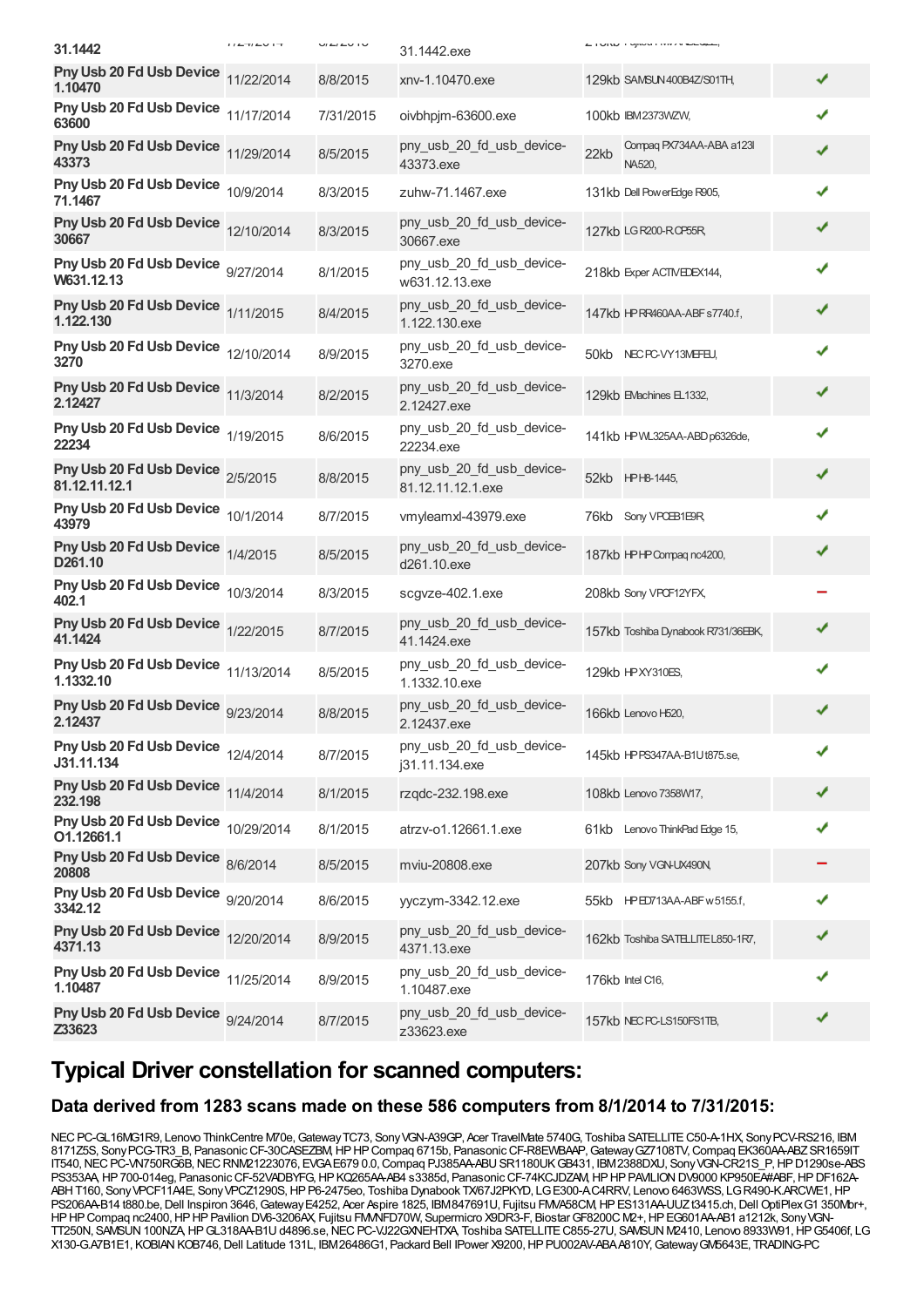| | | | | | | |
|---|---|---|---|---|---|---|
| 31.1442 | | | 31.1442.exe | | | |
| Pny Usb 20 Fd Usb Device 1.10470 | 11/22/2014 | 8/8/2015 | xnv-1.10470.exe | 129kb | SAMSUN 400B4Z/S01TH, | ✔ |
| Pny Usb 20 Fd Usb Device 63600 | 11/17/2014 | 7/31/2015 | oivbhpjm-63600.exe | 100kb | IBM 2373WZW, | ✔ |
| Pny Usb 20 Fd Usb Device 43373 | 11/29/2014 | 8/5/2015 | pny_usb_20_fd_usb_device-43373.exe | 22kb | Compaq PX734AA-ABA a123l NA520, | ✔ |
| Pny Usb 20 Fd Usb Device 71.1467 | 10/9/2014 | 8/3/2015 | zuhw-71.1467.exe | 131kb | Dell PowerEdge R905, | ✔ |
| Pny Usb 20 Fd Usb Device 30667 | 12/10/2014 | 8/3/2015 | pny_usb_20_fd_usb_device-30667.exe | 127kb | LG R200-R.CP55R, | ✔ |
| Pny Usb 20 Fd Usb Device W631.12.13 | 9/27/2014 | 8/1/2015 | pny_usb_20_fd_usb_device-w631.12.13.exe | 218kb | Exper ACTIVEDEX144, | ✔ |
| Pny Usb 20 Fd Usb Device 1.122.130 | 1/11/2015 | 8/4/2015 | pny_usb_20_fd_usb_device-1.122.130.exe | 147kb | HP RR460AA-ABF s7740.f, | ✔ |
| Pny Usb 20 Fd Usb Device 3270 | 12/10/2014 | 8/9/2015 | pny_usb_20_fd_usb_device-3270.exe | 50kb | NEC PC-VY13MEFEU, | ✔ |
| Pny Usb 20 Fd Usb Device 2.12427 | 11/3/2014 | 8/2/2015 | pny_usb_20_fd_usb_device-2.12427.exe | 129kb | EMachines EL1332, | ✔ |
| Pny Usb 20 Fd Usb Device 22234 | 1/19/2015 | 8/6/2015 | pny_usb_20_fd_usb_device-22234.exe | 141kb | HP WL325AA-ABD p6326de, | ✔ |
| Pny Usb 20 Fd Usb Device 81.12.11.12.1 | 2/5/2015 | 8/8/2015 | pny_usb_20_fd_usb_device-81.12.11.12.1.exe | 52kb | HP H8-1445, | ✔ |
| Pny Usb 20 Fd Usb Device 43979 | 10/1/2014 | 8/7/2015 | vmyleamxl-43979.exe | 76kb | Sony VPCEB1E9R, | ✔ |
| Pny Usb 20 Fd Usb Device D261.10 | 1/4/2015 | 8/5/2015 | pny_usb_20_fd_usb_device-d261.10.exe | 187kb | HP HP Compaq nc4200, | ✔ |
| Pny Usb 20 Fd Usb Device 402.1 | 10/3/2014 | 8/3/2015 | scgvze-402.1.exe | 208kb | Sony VPCF12YFX, | – |
| Pny Usb 20 Fd Usb Device 41.1424 | 1/22/2015 | 8/7/2015 | pny_usb_20_fd_usb_device-41.1424.exe | 157kb | Toshiba Dynabook R731/36EBK, | ✔ |
| Pny Usb 20 Fd Usb Device 1.1332.10 | 11/13/2014 | 8/5/2015 | pny_usb_20_fd_usb_device-1.1332.10.exe | 129kb | HP XY310ES, | ✔ |
| Pny Usb 20 Fd Usb Device 2.12437 | 9/23/2014 | 8/8/2015 | pny_usb_20_fd_usb_device-2.12437.exe | 166kb | Lenovo H520, | ✔ |
| Pny Usb 20 Fd Usb Device J31.11.134 | 12/4/2014 | 8/7/2015 | pny_usb_20_fd_usb_device-j31.11.134.exe | 145kb | HP PS347AA-B1U t875.se, | ✔ |
| Pny Usb 20 Fd Usb Device 232.198 | 11/4/2014 | 8/1/2015 | rzqdc-232.198.exe | 108kb | Lenovo 7358W17, | ✔ |
| Pny Usb 20 Fd Usb Device O1.12661.1 | 10/29/2014 | 8/1/2015 | atrzv-o1.12661.1.exe | 61kb | Lenovo ThinkPad Edge 15, | ✔ |
| Pny Usb 20 Fd Usb Device 20808 | 8/6/2014 | 8/5/2015 | mviu-20808.exe | 207kb | Sony VGN-UX490N, | – |
| Pny Usb 20 Fd Usb Device 3342.12 | 9/20/2014 | 8/6/2015 | yyczym-3342.12.exe | 55kb | HP ED713AA-ABF w5155.f, | ✔ |
| Pny Usb 20 Fd Usb Device 4371.13 | 12/20/2014 | 8/9/2015 | pny_usb_20_fd_usb_device-4371.13.exe | 162kb | Toshiba SATELLITE L850-1R7, | ✔ |
| Pny Usb 20 Fd Usb Device 1.10487 | 11/25/2014 | 8/9/2015 | pny_usb_20_fd_usb_device-1.10487.exe | 176kb | Intel C16, | ✔ |
| Pny Usb 20 Fd Usb Device Z33623 | 9/24/2014 | 8/7/2015 | pny_usb_20_fd_usb_device-z33623.exe | 157kb | NEC PC-LS150FS1TB, | ✔ |

# Typical Driver constellation for scanned computers:

### Data derived from 1283 scans made on these 586 computers from 8/1/2014 to 7/31/2015:

NEC PC-GL16MG1R9, Lenovo ThinkCentre M70e, Gateway TC73, Sony VGN-A39GP, Acer TravelMate 5740G, Toshiba SATELLITE C50-A-1HX, Sony PCV-RS216, IBM 8171Z5S, Sony PCG-TR3_B, Panasonic CF-30CASEZBM, HP HP Compaq 6715b, Panasonic CF-R8EWBAAP, Gateway GZ7108TV, Compaq EK360AA-ABZ SR1659IT IT540, NEC PC-VN750RG6B, NEC RNM21223076, EVGA E679 0.0, Compaq PJ385AA-ABU SR1180UK GB431, IBM 2388DXU, Sony VGN-CR21S_P, HP D1290se-ABS PS353AA, HP 700-014eg, Panasonic CF-52VADBYFG, HP KQ265AA-AB4 s3385d, Panasonic CF-74KCJDZAM, HP HP PAVILION DV9000 KP950EA#ABF, HP DF162A-ABH T160, Sony VPCF11A4E, Sony VPCZ1290S, HP P6-2475eo, Toshiba Dynabook TX/67J2PKYD, LG E300-A.C4RRV, Lenovo 6463WSS, LG R490-K.ARCWE1, HP PS206AA-B14 t880.be, Dell Inspiron 3646, Gateway E4252, Acer Aspire 1825, IBM 847691U, Fujitsu FMVA58CM, HP ES131AA-UUZ t3415.ch, Dell OptiPlex G1 350Mbr+, HP HP Compaq nc2400, HP HP Pavilion DV6-3206AX, Fujitsu FMVNFD70W, Supermicro X9DR3-F, Biostar GF8200C M2+, HP EG601AA-AB1 a1212k, Sony VGN-TT250N, SAMSUN 100NZA, HP GL318AA-B1U d4896.se, NEC PC-VJ22GXNEHTXA, Toshiba SATELLITE C855-27U, SAMSUN M2410, Lenovo 8933W91, HP G5406f, LG X130-G.A7B1E1, KOBIAN KOB746, Dell Latitude 131L, IBM 26486G1, Packard Bell IPower X9200, HP PU002AV-ABA A810Y, Gateway GM5643E, TRADING-PC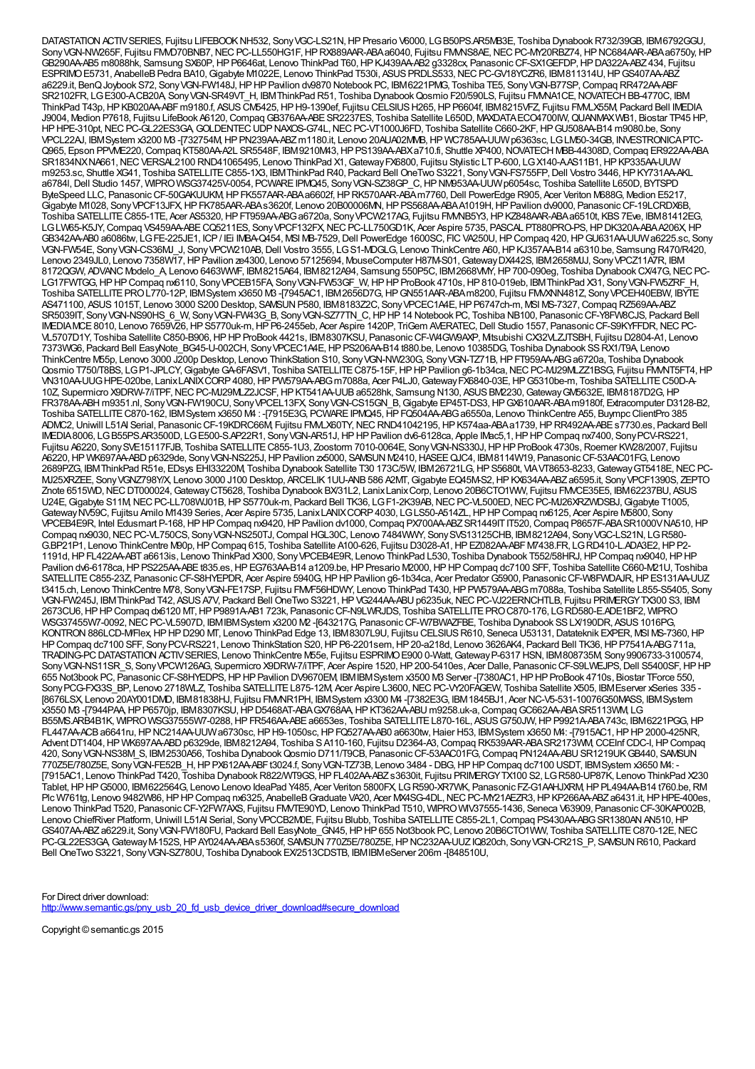DATASTATION ACTIVSERIES, Fujitsu LIFEBOOK NH532, Sony VGC-LS21N, HP Presario V6000, LG B50PS.AR5MB3E, Toshiba Dynabook R732/39GB, IBM6792GGU, Sony VGN-NW265F, Fujitsu FMVD70BNB7, NEC PC-LL550HG1F, HP RX889AAR-ABA a6040, Fujitsu FMVNS8AE, NEC PC-MY20RBZ74, HP NC684AAR-ABA a6750y, HP GB290AA-AB5 m8088hk, Samsung SX60P, HP P6646at, Lenovo ThinkPad T60, HP KJ439AA-AB2 g3328cx, Panasonic CF-SX1GEFDP, HP DA322A-ABZ 434, Fujitsu ESPRIMO E5731, AnabelleB Pedra BA10, Gigabyte M1022E, Lenovo ThinkPad T530i, ASUS PRDLS533, NEC PC-GV18YCZR6, IBM811314U, HP GS407AA-ABZ a6229.it, BenQ Joybook S72, Sony VGN-FW148J, HP HP Pavilion dv9870 Notebook PC, IBM6221PMG, Toshiba TE5, Sony VGN-B77SP, Compaq RR472AA-ABF SR2102FR, LG E300-A.CB20A, Sony VGN-SR49VT_H, IBM ThinkPad R51, Toshiba Dynabook Qosmio F20/590LS, Fujitsu FMVNA1CE, NOVATECH BB-4770C, IBM ThinkPad T43p, HP KB020AA-ABF m9180.f, ASUS CM5425, HP H9-1390ef, Fujitsu CELSIUS H265, HP P6604f, IBM8215VFZ, Fujitsu FMVLX55M, Packard Bell IMEDIA J9004, Medion P7618, Fujitsu LifeBook A6120, Compaq GB376AA-ABE SR2237ES, Toshiba Satellite L650D, MAXDATA ECO4700IW, QUANMAX WB1, Biostar TP45 HP, HP HPE-310pt, NEC PC-GL22ES3GA, GOLDENTEC UDP NAXOS-G74L, NEC PC-VT1000J6FD, Toshiba Satellite C660-2KF, HP GU508AA-B14 m9080.be, Sony VPCL22AJ, IBM System x3200 M3 -[732754M, HP PN239AA-ABZ m1180.it, Lenovo 20AUA02MMB, HP WC785AA-UUW p6363sc, LG LM50-34GB, INVESTRONICA PTC-Q965, Epson PPVME220, Compaq KT580AA-A2L SR5548F, IBM9210M43, HP PS139AA-ABX a710.fi, Shuttle XP400, NOVATECH MBB-44308D, Compaq ER922AA-ABA SR1834NX NA661, NEC VERSAL2100 RND41065495, Lenovo ThinkPad X1, Gateway FX6800, Fujitsu Stylistic LT P-600, LG X140-A.AS11B1, HP KP335AA-UUW m9253.sc, Shuttle XG41, Toshiba SATELLITE C855-1X3, IBM ThinkPad R40, Packard Bell OneTwo S3221, Sony VGN-FS755FP, Dell Vostro 3446, HP KY731AA-AKL a6784l, Dell Studio 1457, WIPRO WSG37425V-0054, PCWARE IPMQ45, Sony VGN-SZ38GP_C, HP NM953AA-UUW p6054sc, Toshiba Satellite L650D, BYTSPD ByteSpeed LLC, Panasonic CF-50GAKUUKM, HP FK557AAR-ABA a6602f, HP RK570AAR-ABA m7760, Dell PowerEdge R905, Acer Veriton M688G, Medion E5217, Gigabyte M1028, Sony VPCF13JFX, HP FK785AAR-ABA s3620f, Lenovo 20B00006MN, HP PS568AA-ABA A1019H, HP Pavilion dv9000, Panasonic CF-19LCRDX6B, Toshiba SATELLITE C855-1TE, Acer AS5320, HP FT959AA-ABG a6720a, Sony VPCW217AG, Fujitsu FMVNB5Y3, HP KZ848AAR-ABA a6510t, KBS 7Eve, IBM81412EG, LG LW65-K5JY, Compaq VS459AA-ABE CQ5211ES, Sony VPCF132FX, NEC PC-LL750GD1K, Acer Aspire 5735, PASCAL PT880PRO-PS, HP DK320A-ABA A206X, HP GB342AA-AB0 a6086tw, LG FE-225JE1, ICP / IEi IMBA-Q454, MSI MB-7529, Dell PowerEdge 1600SC, FIC VA250U, HP Compaq 420, HP GU631AA-UUW a6225.sc, Sony VGN-FW54E, Sony VGN-CS36MJ_J, Sony VPCW210AB, Dell Vostro 3555, LG S1-MDGLG, Lenovo ThinkCentre A60, HP KJ357AA-B14 a6310.be, Samsung R470/R420, Lenovo 2349JL0, Lenovo 7358W17, HP Pavilion ze4300, Lenovo 57125694, MouseComputer H87M-S01, Gateway DX442S, IBM2658MJJ, Sony VPCZ11A7R, IBM 8172QGW, ADVANC Modelo_A, Lenovo 6463WWF, IBM8215A64, IBM8212A94, Samsung 550P5C, IBM2668VMY, HP 700-090eg, Toshiba Dynabook CX/47G, NEC PC-LG17FWTGG, HP HP Compaq nx6110, Sony VPCEB15FA, Sony VGN-FW53GF_W, HP HP ProBook 4710s, HP 810-019eb, IBM ThinkPad X31, Sony VGN-FW5ZRF_H, Toshiba SATELLITE PRO L770-12P, IBM System x3650 M3 -[7945AC1, IBM2656D7G, HP GN551AAR-ABA m8200, Fujitsu FMVXNN481Z, Sony VPCEH40EBW, IBYTE AS471100, ASUS 1015T, Lenovo 3000 S200 Desktop, SAMSUN P580, IBM8183Z2C, Sony VPCEC1A4E, HP P6747ch-m, MSI MS-7327, Compaq RZ569AA-ABZ SR5039IT, Sony VGN-NS90HS_6_W, Sony VGN-FW43G_B, Sony VGN-SZ77TN_C, HP HP 14 Notebook PC, Toshiba NB100, Panasonic CF-Y8FW8CJS, Packard Bell IMEDIA MC 8010, Lenovo 7659V26, HP S5770uk-m, HP P6-2455eb, Acer Aspire 1420P, TriGem AVERATEC, Dell Studio 1557, Panasonic CF-S9KYFFDR, NEC PC-VL5707D1Y, Toshiba Satellite C850-B906, HP HP ProBook 4421s, IBM8307KSU, Panasonic CF-W4GW9AXP, Mitsubishi CX32VLZJTSBH, Fujitsu D2804-A1, Lenovo 7373WG6, Packard Bell EasyNote_BG45-U-002CH, Sony VPCEC1A4E, HP PS206AA-B14 t880.be, Lenovo 10385DG, Toshiba Dynabook SS RX1/T9A, Lenovo ThinkCentre M55p, Lenovo 3000 J200p Desktop, Lenovo ThinkStation S10, Sony VGN-NW230G, Sony VGN-TZ71B, HP FT959AA-ABG a6720a, Toshiba Dynabook Qosmio T750/T8BS, LG P1-JPLCY, Gigabyte GA-6FASV1, Toshiba SATELLITE C875-15F, HP HP Pavilion g6-1b34ca, NEC PC-MJ29MLZZ1BSG, Fujitsu FMVNT5FT4, HP VN310AA-UUG HPE-020be, Lanix LANIX CORP 4080, HP PW579AA-ABG m7088a, Acer P4LJ0, Gateway FX6840-03E, HP G5310be-m, Toshiba SATELLITE C50D-A-10Z, Supermicro X9DRW-7/iTPF, NEC PC-MJ29MLZ2JCSF, HP KT541AA-UUB a6528hk, Samsung N130, ASUS BM2230, Gateway GM5632E, IBM8187D2G, HP FR378AA-ABH m9351.nl, Sony VGN-FW190CU, Sony VPCEL13FX, Sony VGN-CS15GN_B, Gigabyte EP45T-DS3, HP GX610AAR-ABA m9180f, Extracomputer D3128-B2, Toshiba SATELLITE C870-162, IBM System x3650 M4 : -[7915E3G, PCWARE IPMQ45, HP FQ504AA-ABG a6550a, Lenovo ThinkCentre A55, Buympc ClientPro 385 ADMC2, Uniwill L51AI Serial, Panasonic CF-19KDRC66M, Fujitsu FMVLX60TY, NEC RND41042195, HP K574aa-ABA a1739, HP RR492AA-ABE s7730.es, Packard Bell IMEDIA 8006, LG B55PS.AR3500D, LG E500-S.AP22R1, Sony VGN-AR51J, HP HP Pavilion dv6-6128ca, Apple IMac5,1, HP HP Compaq nx7400, Sony PCV-RS221, Fujitsu A6220, Sony SVE15117FJB, Toshiba SATELLITE C855-1U3, Zoostorm 7010-0064E, Sony VGN-NS330J, HP HP ProBook 4730s, Roemer KW28/2007, Fujitsu A6220, HP WK697AA-ABD p6329de, Sony VGN-NS225J, HP Pavilion zx5000, SAMSUN M2410, HASEE QJC4, IBM8114W19, Panasonic CF-53AAC01FG, Lenovo 2689PZG, IBM ThinkPad R51e, EDsys EHI33220M, Toshiba Dynabook Satellite T30 173C/5W, IBM26721LG, HP S5680t, VIA VT8653-8233, Gateway GT5418E, NEC PC-MJ25XRZEE, Sony VGNZ798Y/X, Lenovo 3000 J100 Desktop, ARCELIK 1UU-ANB 586 A2MT, Gigabyte EQ45M-S2, HP KX634AA-ABZ a6595.it, Sony VPCF1390S, ZEPTO Znote 6515WD, NEC DT000024, Gateway CT5628, Toshiba Dynabook BX/31L2, Lanix Lanix Corp, Lenovo 20B6CTO1WW, Fujitsu FMVCE35E5, IBM62237BU, ASUS U24E, Gigabyte S11M, NEC PC-LL708WJ01B, HP S5770uk-m, Packard Bell TK36, LG F1-2K39AB, NEC PC-VL500ED, NEC PC-MJ26XRZWDSBJ, Gigabyte T1005, Gateway NV59C, Fujitsu Amilo M1439 Series, Acer Aspire 5735, Lanix LANIX CORP 4030, LG LS50-A514ZL, HP HP Compaq nx6125, Acer Aspire M5800, Sony VPCEB4E9R, Intel Edusmart P-168, HP HP Compaq nx9420, HP Pavilion dv1000, Compaq PX700AA-ABZ SR1449IT IT520, Compaq P8657F-ABA SR1000V NA510, HP Compaq nx9030, NEC PC-VL750CS, Sony VGN-NS250TJ, Compal HGL30C, Lenovo 7484WWY, Sony SVS13125CHB, IBM8212A94, Sony VGC-LS21N, LG R580-G.BP21P1, Lenovo ThinkCentre M90p, HP Compaq 615, Toshiba Satellite A100-626, Fujitsu D3028-A1, HP EZ082AA-ABF M7438.FR, LG RD410-L.ADA3E2, HP P2-1191d, HP FL422AA-ABT a6613is, Lenovo ThinkPad X300, Sony VPCEB4E9R, Lenovo ThinkPad L530, Toshiba Dynabook T552/58HRJ, HP Compaq nx9040, HP HP Pavilion dv6-6178ca, HP PS225AA-ABE t835.es, HP EG763AA-B14 a1209.be, HP Presario M2000, HP HP Compaq dc7100 SFF, Toshiba Satellite C660-M21U, Toshiba SATELLITE C855-23Z, Panasonic CF-S8HYEPDR, Acer Aspire 5940G, HP HP Pavilion g6-1b34ca, Acer Predator G5900, Panasonic CF-W8FWDAJR, HP ES131AA-UUZ t3415.ch, Lenovo ThinkCentre M78, Sony VGN-FE17SP, Fujitsu FMVF56HDWY, Lenovo ThinkPad T430, HP PW579AA-ABG m7088a, Toshiba Satellite L855-S5405, Sony VGN-FW245J, IBM ThinkPad T42, ASUS A7V, Packard Bell OneTwo S3221, HP VG244AA-ABU p6235uk, NEC PC-VJ22ERNCHTLB, Fujitsu PRIMERGY TX300 S3, IBM 2673CU6, HP HP Compaq dx6120 MT, HP P9891A-AB1 723k, Panasonic CF-N9LWRJDS, Toshiba SATELLITE PRO C870-176, LG RD580-E.ADE1BF2, WIPRO WSG37455W7-0092, NEC PC-VL5907D, IBM IBM System x3200 M2 -[643217G, Panasonic CF-W7BWAZFBE, Toshiba Dynabook SS LX/190DR, ASUS 1016PG, KONTRON 886LCD-M/Flex, HP HP D290 MT, Lenovo ThinkPad Edge 13, IBM8307L9U, Fujitsu CELSIUS R610, Seneca U53131, Datateknik EXPER, MSI MS-7360, HP HP Compaq dc7100 SFF, Sony PCV-RS221, Lenovo ThinkStation S20, HP P6-2201sem, HP 20-a218d, Lenovo 3626AK4, Packard Bell TK36, HP P7541A-ABG 711a, TRADING-PC DATASTATION ACTIVSERIES, Lenovo ThinkCentre M55e, Fujitsu ESPRIMO E900 0-Watt, Gateway P-6317 HSN, IBM808735M, Sony 9906733-3100574, Sony VGN-NS11SR_S, Sony VPCW126AG, Supermicro X9DRW-7/iTPF, Acer Aspire 1520, HP 200-5410es, Acer Dalle, Panasonic CF-S9LWEJPS, Dell S5400SF, HP HP 655 Not3book PC, Panasonic CF-S8HYEDPS, HP HP Pavilion DV9670EM, IBM IBM System x3500 M3 Server -[7380AC1, HP HP ProBook 4710s, Biostar TForce 550, Sony PCG-FX33S_BP, Lenovo 2718WLZ, Toshiba SATELLITE L875-12M, Acer Aspire L3600, NEC PC-VY20FAGEW, Toshiba Satellite X505, IBM Eserver xSeries 335 -[8676LSX, Lenovo 20AY001DMD, IBM81838HJ, Fujitsu FMVNR1PH, IBM System x3300 M4 -[7382E3G, IBM1845BJ1, Acer NC-V5-531-10076G50MASS, IBM System x3550 M3 -[7944PAA, HP P6570jp, IBM8307KSU, HP D5468AT-ABA GX768AA, HP KT362AA-ABU m9258.uk-a, Compaq GC662AA-ABA SR5113WM, LG B55MS.ARB4B1K, WIPRO WSG37555W7-0288, HP FR546AA-ABE a6653es, Toshiba SATELLITE L870-16L, ASUS G750JW, HP P9921A-ABA 743c, IBM6221PGG, HP FL447AA-ACB a6641ru, HP NC214AA-UUW a6730sc, HP H9-1050sc, HP FQ527AA-AB0 a6630tw, Haier H53, IBM System x3650 M4: -[7915AC1, HP HP 2000-425NR, Advent DT1404, HP WK697AA-ABD p6329de, IBM8212A94, Toshiba S A110-160, Fujitsu D2364-A3, Compaq RK539AAR-ABA SR2173WM, CCEInf CDC-I, HP Compaq 420, Sony VGN-NS38M_S, IBM2530A56, Toshiba Dynabook Qosmio D711/T9CB, Panasonic CF-53AAC01FG, Compaq PN124AA-ABU SR1219UK GB440, SAMSUN 770Z5E/780Z5E, Sony VGN-FE52B_H, HP PX612AA-ABF t3024.f, Sony VGN-TZ73B, Lenovo 3484 - DBG, HP HP Compaq dc7100 USDT, IBM System x3650 M4: -[7915AC1, Lenovo ThinkPad T420, Toshiba Dynabook R822/WT9GS, HP FL402AA-ABZ s3630it, Fujitsu PRIMERGY TX100 S2, LG R580-UP87K, Lenovo ThinkPad X230 Tablet, HP HP G5000, IBM622564G, Lenovo Lenovo IdeaPad Y485, Acer Veriton 5800FX, LG R590-XR7WK, Panasonic FZ-G1AAHJXRM, HP PL494AA-B14 t760.be, RM Plc W761tg, Lenovo 9482W86, HP HP Compaq nx6325, AnabelleB Graduate VA20, Acer MX4SG-4DL, NEC PC-MY21AEZR3, HP KP266AA-ABZ a6431.it, HP HPE-400es, Lenovo ThinkPad T520, Panasonic CF-Y2FW7AXS, Fujitsu FMVTE90YD, Lenovo ThinkPad T510, WIPRO WIV37555-1436, Seneca V63909, Panasonic CF-30KAP002B, Lenovo ChiefRiver Platform, Uniwill L51AI Serial, Sony VPCCB2M0E, Fujitsu Blubb, Toshiba SATELLITE C855-2L1, Compaq PS430AA-ABG SR1380AN AN510, HP GS407AA-ABZ a6229.it, Sony VGN-FW180FU, Packard Bell EasyNote_GN45, HP HP 655 Not3book PC, Lenovo 20B6CTO1WW, Toshiba SATELLITE C870-12E, NEC PC-GL22ES3GA, Gateway M-152S, HP AY024AA-ABA s5360f, SAMSUN 770Z5E/780Z5E, HP NC232AA-UUZ IQ820ch, Sony VGN-CR21S_P, SAMSUN R610, Packard Bell OneTwo S3221, Sony VGN-SZ780U, Toshiba Dynabook EX/2513CDSTB, IBM IBM eServer 206m -[848510U,

For Direct driver download:
[http://www.semantic.gs/pny_usb_20_fd_usb_device_driver_download#secure_download](http://www.semantic.gs/pny_usb_20_fd_usb_device_driver_download#secure_download)

Copyright © semantic.gs 2015